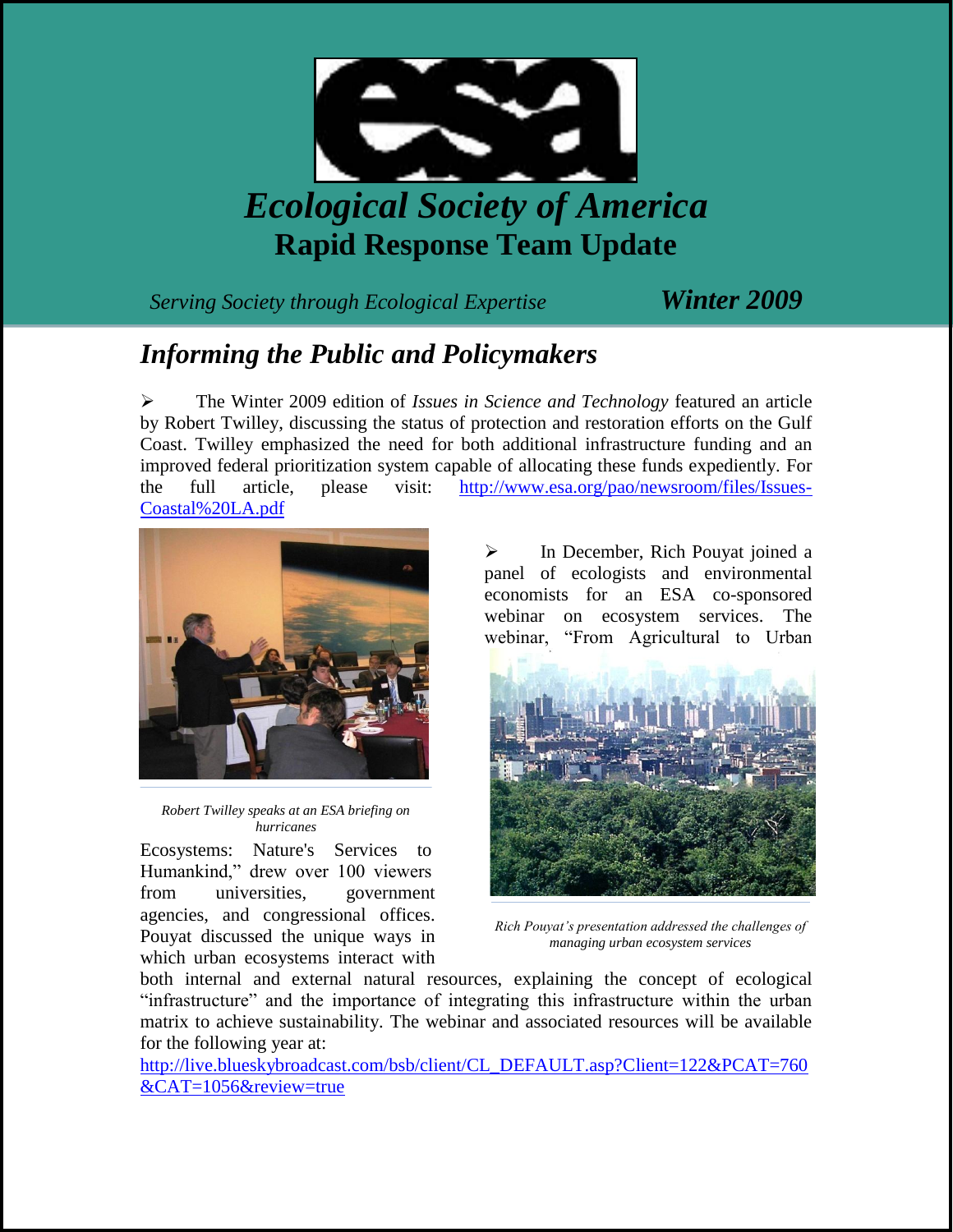# Ecological Society of America

## Rapid Response Team Update

*Serving Society through Ecological Expertise* ***Winter 2009***

## *Informing the Public and Policymakers*

- The Winter 2009 edition of *Issues in Science and Technology* featured an article by Robert Twilley, discussing the status of protection and restoration efforts on the Gulf Coast. Twilley emphasized the need for both additional infrastructure funding and an improved federal prioritization system capable of allocating these funds expediently. For the full article, please visit: http://www.esa.org/pao/newsroom/files/Issues-Coastal%20LA.pdf

*Robert Twilley speaks at an ESA briefing on hurricanes*

- In December, Rich Pouyat joined a panel of ecologists and environmental economists for an ESA co-sponsored webinar on ecosystem services. The webinar, "From Agricultural to Urban Ecosystems: Nature's Services to Humankind," drew over 100 viewers from universities, government agencies, and congressional offices. Pouyat discussed the unique ways in which urban ecosystems interact with both internal and external natural resources, explaining the concept of ecological "infrastructure" and the importance of integrating this infrastructure within the urban matrix to achieve sustainability. The webinar and associated resources will be available for the following year at: http://live.blueskybroadcast.com/bsb/client/CL_DEFAULT.asp?Client=122&PCAT=760&CAT=1056&review=true

*Rich Pouyat's presentation addressed the challenges of managing urban ecosystem services*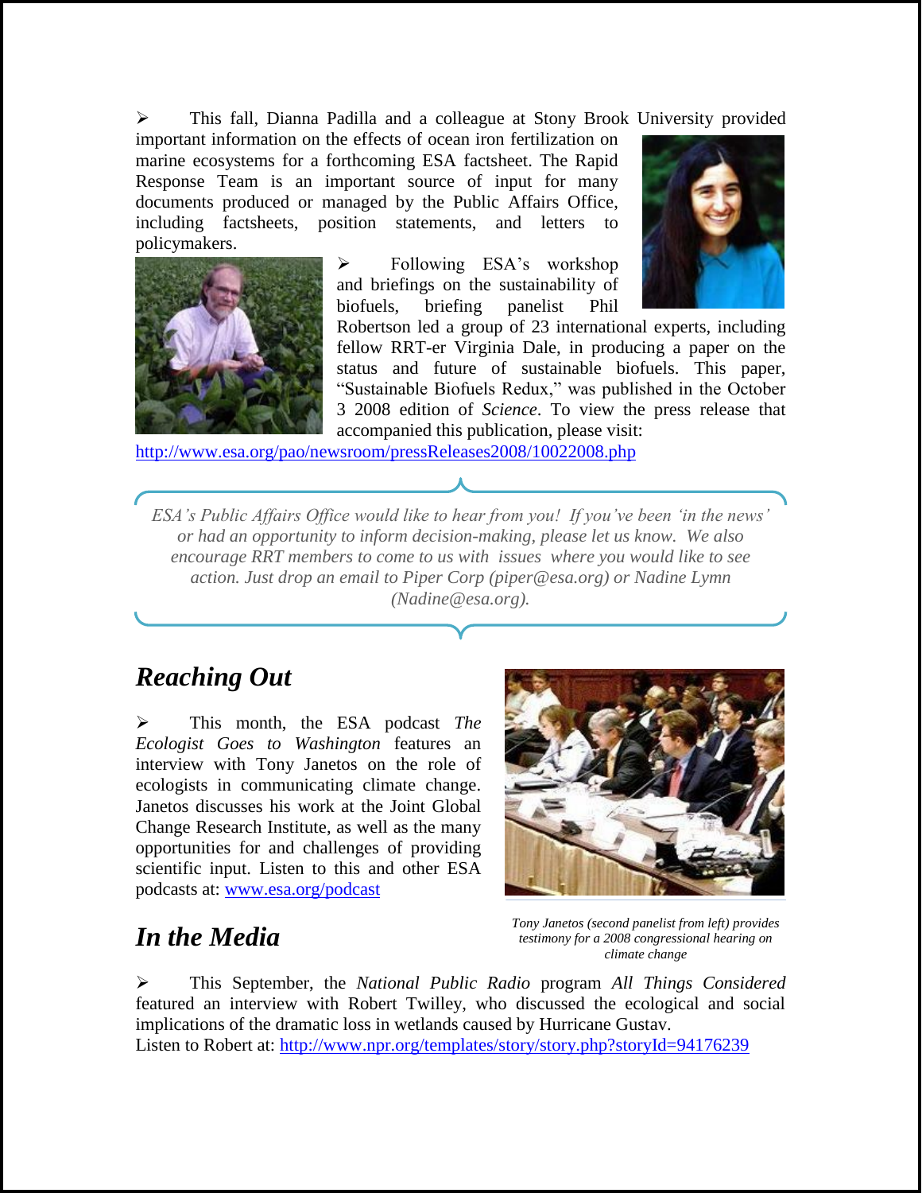- This fall, Dianna Padilla and a colleague at Stony Brook University provided important information on the effects of ocean iron fertilization on marine ecosystems for a forthcoming ESA factsheet. The Rapid Response Team is an important source of input for many documents produced or managed by the Public Affairs Office, including factsheets, position statements, and letters to policymakers.

- Following ESA's workshop and briefings on the sustainability of biofuels, briefing panelist Phil Robertson led a group of 23 international experts, including fellow RRT-er Virginia Dale, in producing a paper on the status and future of sustainable biofuels. This paper, "Sustainable Biofuels Redux," was published in the October 3 2008 edition of *Science*. To view the press release that accompanied this publication, please visit: http://www.esa.org/pao/newsroom/pressReleases2008/10022008.php

*ESA's Public Affairs Office would like to hear from you! If you've been 'in the news' or had an opportunity to inform decision-making, please let us know. We also encourage RRT members to come to us with issues where you would like to see action. Just drop an email to Piper Corp (piper@esa.org) or Nadine Lymn (Nadine@esa.org).*

## Reaching Out

- This month, the ESA podcast *The Ecologist Goes to Washington* features an interview with Tony Janetos on the role of ecologists in communicating climate change. Janetos discusses his work at the Joint Global Change Research Institute, as well as the many opportunities for and challenges of providing scientific input. Listen to this and other ESA podcasts at: www.esa.org/podcast

*Tony Janetos (second panelist from left) provides testimony for a 2008 congressional hearing on climate change*

## In the Media

- This September, the *National Public Radio* program *All Things Considered* featured an interview with Robert Twilley, who discussed the ecological and social implications of the dramatic loss in wetlands caused by Hurricane Gustav.

Listen to Robert at: http://www.npr.org/templates/story/story.php?storyId=94176239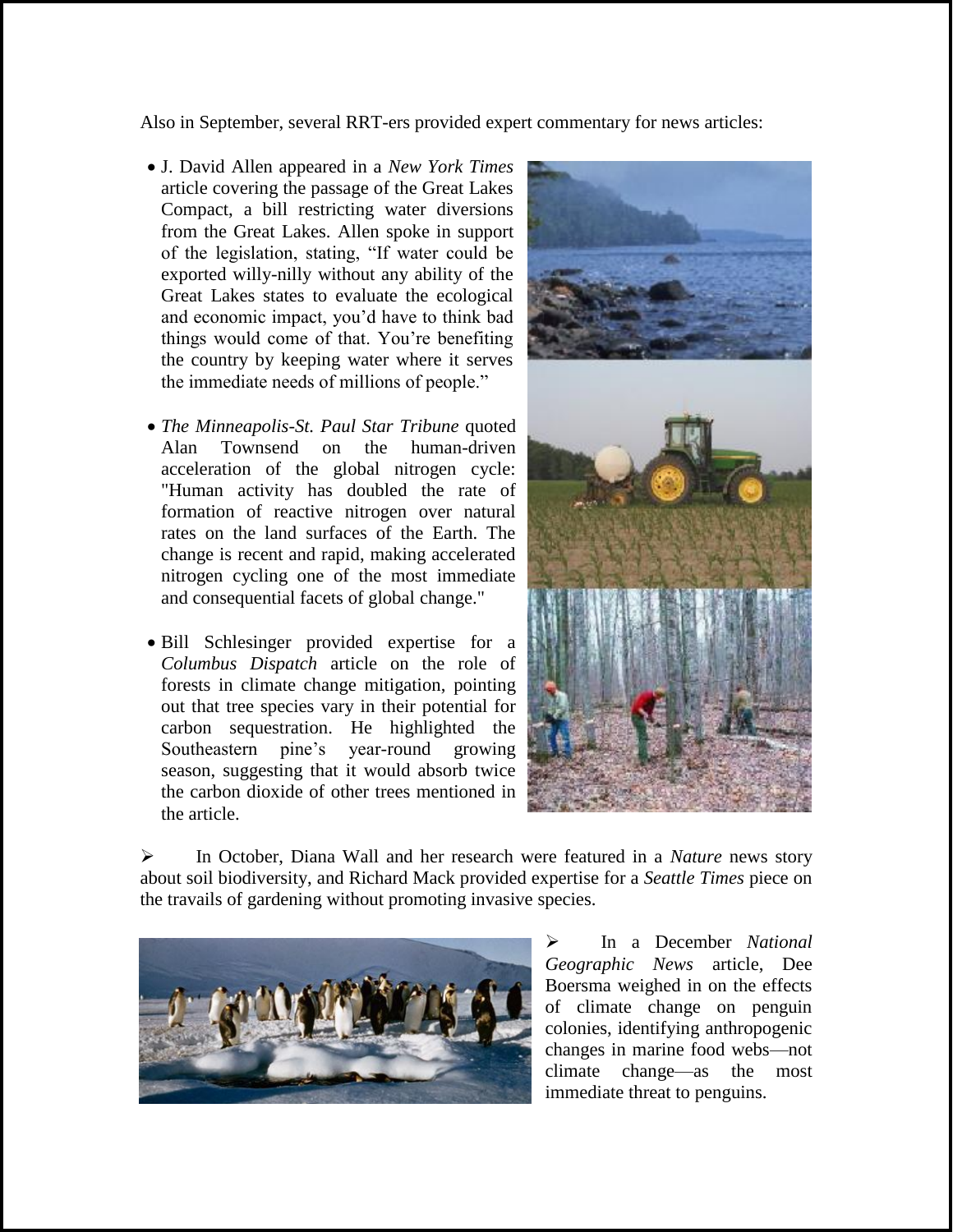Also in September, several RRT-ers provided expert commentary for news articles:

- J. David Allen appeared in a *New York Times* article covering the passage of the Great Lakes Compact, a bill restricting water diversions from the Great Lakes. Allen spoke in support of the legislation, stating, "If water could be exported willy-nilly without any ability of the Great Lakes states to evaluate the ecological and economic impact, you'd have to think bad things would come of that. You're benefiting the country by keeping water where it serves the immediate needs of millions of people."

- *The Minneapolis-St. Paul Star Tribune* quoted Alan Townsend on the human-driven acceleration of the global nitrogen cycle: "Human activity has doubled the rate of formation of reactive nitrogen over natural rates on the land surfaces of the Earth. The change is recent and rapid, making accelerated nitrogen cycling one of the most immediate and consequential facets of global change."

- Bill Schlesinger provided expertise for a *Columbus Dispatch* article on the role of forests in climate change mitigation, pointing out that tree species vary in their potential for carbon sequestration. He highlighted the Southeastern pine's year-round growing season, suggesting that it would absorb twice the carbon dioxide of other trees mentioned in the article.

- In October, Diana Wall and her research were featured in a *Nature* news story about soil biodiversity, and Richard Mack provided expertise for a *Seattle Times* piece on the travails of gardening without promoting invasive species.

- In a December *National Geographic News* article, Dee Boersma weighed in on the effects of climate change on penguin colonies, identifying anthropogenic changes in marine food webs—not climate change—as the most immediate threat to penguins.